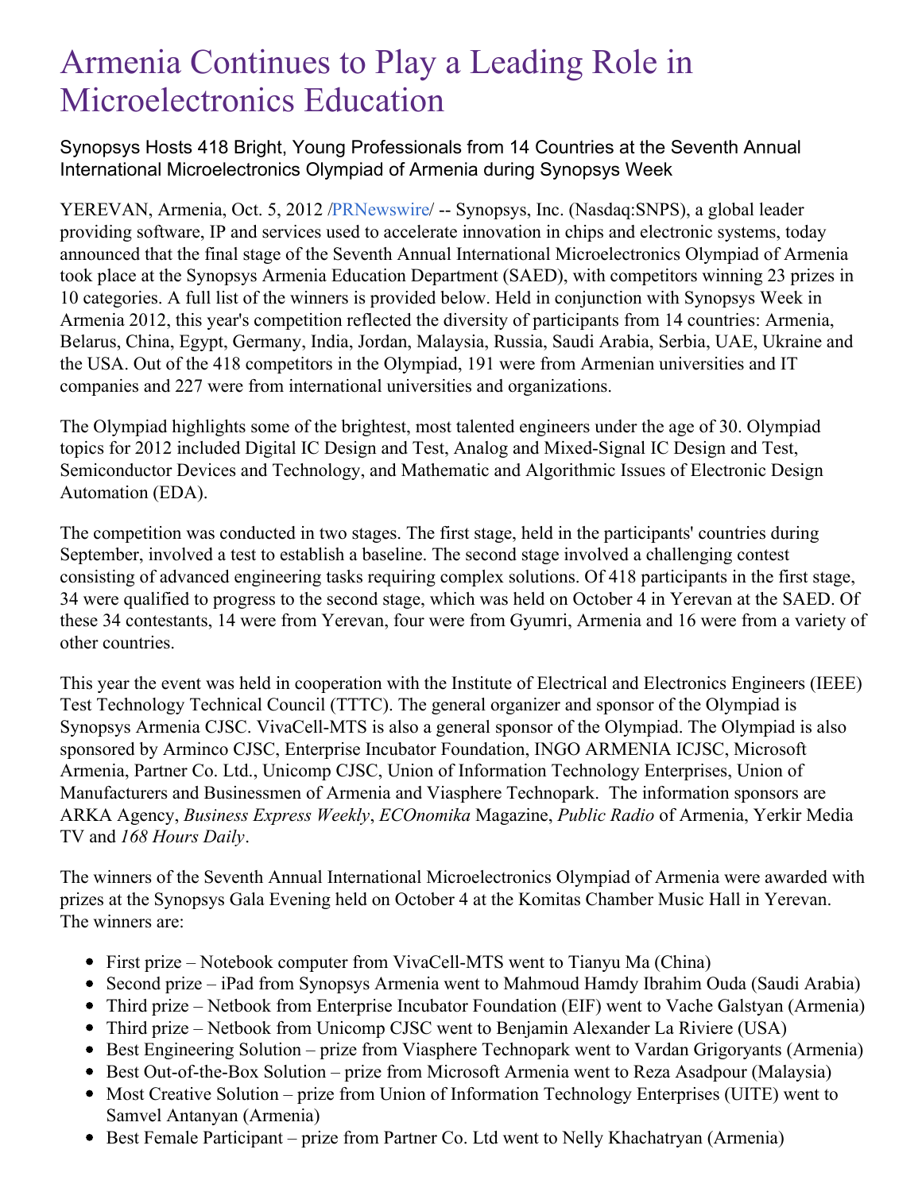# Armenia Continues to Play a Leading Role in Microelectronics Education

Synopsys Hosts 418 Bright, Young Professionals from 14 Countries at the Seventh Annual International Microelectronics Olympiad of Armenia during Synopsys Week

YEREVAN, Armenia, Oct. 5, 2012 /PRNewswire/ -- Synopsys, Inc. (Nasdaq:SNPS), a global leader providing software, IP and services used to accelerate innovation in chips and electronic systems, today announced that the final stage of the Seventh Annual International Microelectronics Olympiad of Armenia took place at the Synopsys Armenia Education Department (SAED), with competitors winning 23 prizes in 10 categories. A full list of the winners is provided below. Held in conjunction with Synopsys Week in Armenia 2012, this year's competition reflected the diversity of participants from 14 countries: Armenia, Belarus, China, Egypt, Germany, India, Jordan, Malaysia, Russia, Saudi Arabia, Serbia, UAE, Ukraine and the USA. Out of the 418 competitors in the Olympiad, 191 were from Armenian universities and IT companies and 227 were from international universities and organizations.

The Olympiad highlights some of the brightest, most talented engineers under the age of 30. Olympiad topics for 2012 included Digital IC Design and Test, Analog and Mixed-Signal IC Design and Test, Semiconductor Devices and Technology, and Mathematic and Algorithmic Issues of Electronic Design Automation (EDA).

The competition was conducted in two stages. The first stage, held in the participants' countries during September, involved a test to establish a baseline. The second stage involved a challenging contest consisting of advanced engineering tasks requiring complex solutions. Of 418 participants in the first stage, 34 were qualified to progress to the second stage, which was held on October 4 in Yerevan at the SAED. Of these 34 contestants, 14 were from Yerevan, four were from Gyumri, Armenia and 16 were from a variety of other countries.

This year the event was held in cooperation with the Institute of Electrical and Electronics Engineers (IEEE) Test Technology Technical Council (TTTC). The general organizer and sponsor of the Olympiad is Synopsys Armenia CJSC. VivaCell-MTS is also a general sponsor of the Olympiad. The Olympiad is also sponsored by Arminco CJSC, Enterprise Incubator Foundation, INGO ARMENIA ICJSC, Microsoft Armenia, Partner Co. Ltd., Unicomp CJSC, Union of Information Technology Enterprises, Union of Manufacturers and Businessmen of Armenia and Viasphere Technopark. The information sponsors are ARKA Agency, *Business Express Weekly*, *ECOnomika* Magazine, *Public Radio* of Armenia, Yerkir Media TV and *168 Hours Daily*.

The winners of the Seventh Annual International Microelectronics Olympiad of Armenia were awarded with prizes at the Synopsys Gala Evening held on October 4 at the Komitas Chamber Music Hall in Yerevan. The winners are:

- First prize – Notebook computer from VivaCell-MTS went to Tianyu Ma (China)
- Second prize – iPad from Synopsys Armenia went to Mahmoud Hamdy Ibrahim Ouda (Saudi Arabia)
- Third prize – Netbook from Enterprise Incubator Foundation (EIF) went to Vache Galstyan (Armenia)
- Third prize – Netbook from Unicomp CJSC went to Benjamin Alexander La Riviere (USA)
- Best Engineering Solution – prize from Viasphere Technopark went to Vardan Grigoryants (Armenia)
- Best Out-of-the-Box Solution – prize from Microsoft Armenia went to Reza Asadpour (Malaysia)
- Most Creative Solution – prize from Union of Information Technology Enterprises (UITE) went to Samvel Antanyan (Armenia)
- Best Female Participant – prize from Partner Co. Ltd went to Nelly Khachatryan (Armenia)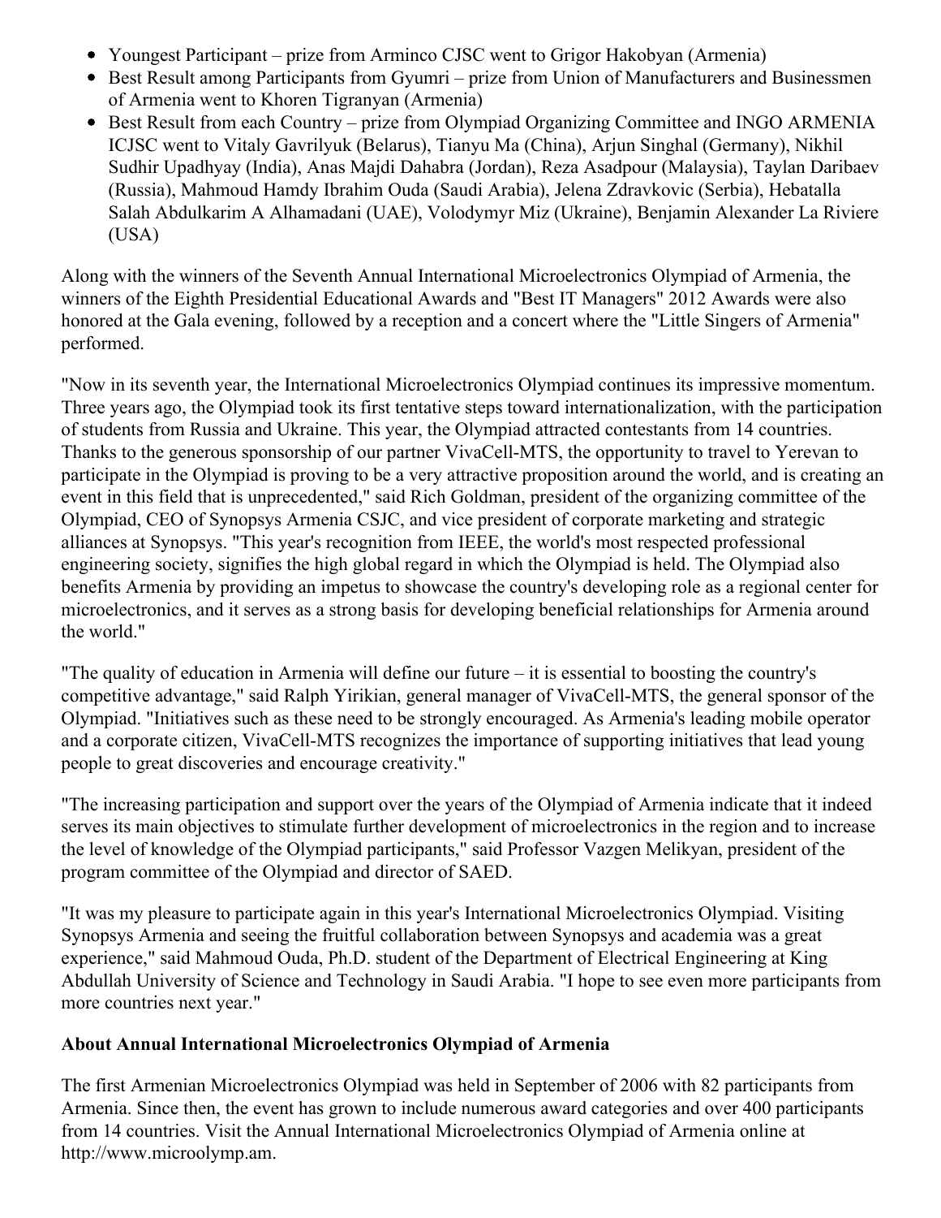- Youngest Participant – prize from Arminco CJSC went to Grigor Hakobyan (Armenia)
- Best Result among Participants from Gyumri – prize from Union of Manufacturers and Businessmen of Armenia went to Khoren Tigranyan (Armenia)
- Best Result from each Country – prize from Olympiad Organizing Committee and INGO ARMENIA ICJSC went to Vitaly Gavrilyuk (Belarus), Tianyu Ma (China), Arjun Singhal (Germany), Nikhil Sudhir Upadhyay (India), Anas Majdi Dahabra (Jordan), Reza Asadpour (Malaysia), Taylan Daribaev (Russia), Mahmoud Hamdy Ibrahim Ouda (Saudi Arabia), Jelena Zdravkovic (Serbia), Hebatalla Salah Abdulkarim A Alhamadani (UAE), Volodymyr Miz (Ukraine), Benjamin Alexander La Riviere (USA)

Along with the winners of the Seventh Annual International Microelectronics Olympiad of Armenia, the winners of the Eighth Presidential Educational Awards and "Best IT Managers" 2012 Awards were also honored at the Gala evening, followed by a reception and a concert where the "Little Singers of Armenia" performed.

"Now in its seventh year, the International Microelectronics Olympiad continues its impressive momentum. Three years ago, the Olympiad took its first tentative steps toward internationalization, with the participation of students from Russia and Ukraine. This year, the Olympiad attracted contestants from 14 countries. Thanks to the generous sponsorship of our partner VivaCell-MTS, the opportunity to travel to Yerevan to participate in the Olympiad is proving to be a very attractive proposition around the world, and is creating an event in this field that is unprecedented," said Rich Goldman, president of the organizing committee of the Olympiad, CEO of Synopsys Armenia CSJC, and vice president of corporate marketing and strategic alliances at Synopsys. "This year's recognition from IEEE, the world's most respected professional engineering society, signifies the high global regard in which the Olympiad is held. The Olympiad also benefits Armenia by providing an impetus to showcase the country's developing role as a regional center for microelectronics, and it serves as a strong basis for developing beneficial relationships for Armenia around the world."

"The quality of education in Armenia will define our future – it is essential to boosting the country's competitive advantage," said Ralph Yirikian, general manager of VivaCell-MTS, the general sponsor of the Olympiad. "Initiatives such as these need to be strongly encouraged. As Armenia's leading mobile operator and a corporate citizen, VivaCell-MTS recognizes the importance of supporting initiatives that lead young people to great discoveries and encourage creativity."

"The increasing participation and support over the years of the Olympiad of Armenia indicate that it indeed serves its main objectives to stimulate further development of microelectronics in the region and to increase the level of knowledge of the Olympiad participants," said Professor Vazgen Melikyan, president of the program committee of the Olympiad and director of SAED.

"It was my pleasure to participate again in this year's International Microelectronics Olympiad. Visiting Synopsys Armenia and seeing the fruitful collaboration between Synopsys and academia was a great experience," said Mahmoud Ouda, Ph.D. student of the Department of Electrical Engineering at King Abdullah University of Science and Technology in Saudi Arabia. "I hope to see even more participants from more countries next year."

**About Annual International Microelectronics Olympiad of Armenia**

The first Armenian Microelectronics Olympiad was held in September of 2006 with 82 participants from Armenia. Since then, the event has grown to include numerous award categories and over 400 participants from 14 countries. Visit the Annual International Microelectronics Olympiad of Armenia online at http://www.microolymp.am.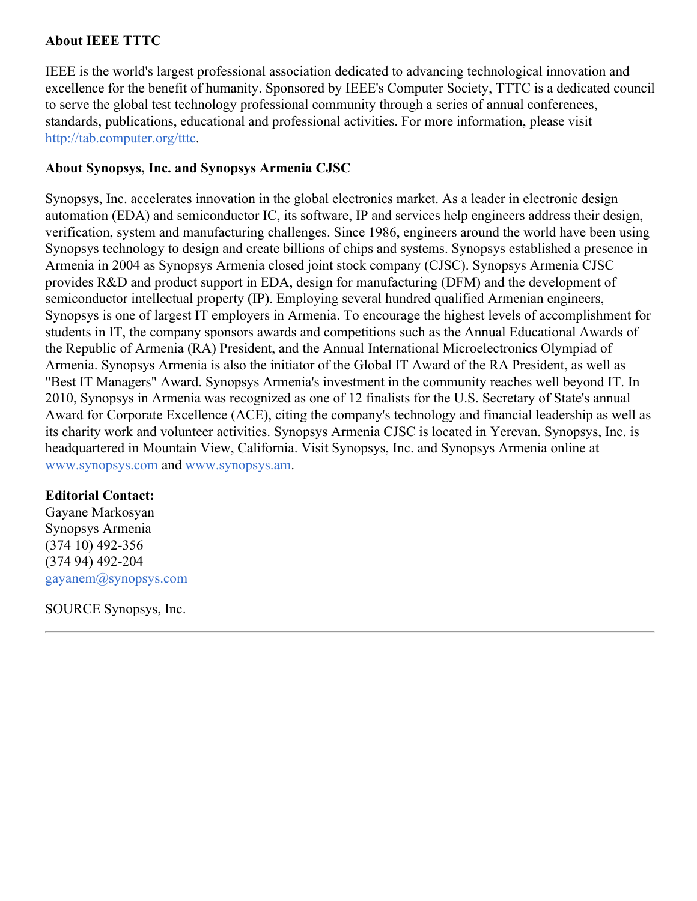**About IEEE TTTC**

IEEE is the world's largest professional association dedicated to advancing technological innovation and excellence for the benefit of humanity. Sponsored by IEEE's Computer Society, TTTC is a dedicated council to serve the global test technology professional community through a series of annual conferences, standards, publications, educational and professional activities. For more information, please visit http://tab.computer.org/tttc.

**About Synopsys, Inc. and Synopsys Armenia CJSC**

Synopsys, Inc. accelerates innovation in the global electronics market. As a leader in electronic design automation (EDA) and semiconductor IC, its software, IP and services help engineers address their design, verification, system and manufacturing challenges. Since 1986, engineers around the world have been using Synopsys technology to design and create billions of chips and systems. Synopsys established a presence in Armenia in 2004 as Synopsys Armenia closed joint stock company (CJSC). Synopsys Armenia CJSC provides R&D and product support in EDA, design for manufacturing (DFM) and the development of semiconductor intellectual property (IP). Employing several hundred qualified Armenian engineers, Synopsys is one of largest IT employers in Armenia. To encourage the highest levels of accomplishment for students in IT, the company sponsors awards and competitions such as the Annual Educational Awards of the Republic of Armenia (RA) President, and the Annual International Microelectronics Olympiad of Armenia. Synopsys Armenia is also the initiator of the Global IT Award of the RA President, as well as "Best IT Managers" Award. Synopsys Armenia's investment in the community reaches well beyond IT. In 2010, Synopsys in Armenia was recognized as one of 12 finalists for the U.S. Secretary of State's annual Award for Corporate Excellence (ACE), citing the company's technology and financial leadership as well as its charity work and volunteer activities. Synopsys Armenia CJSC is located in Yerevan. Synopsys, Inc. is headquartered in Mountain View, California. Visit Synopsys, Inc. and Synopsys Armenia online at www.synopsys.com and www.synopsys.am.

**Editorial Contact:**
Gayane Markosyan
Synopsys Armenia
(374 10) 492-356
(374 94) 492-204
gayanem@synopsys.com

SOURCE Synopsys, Inc.